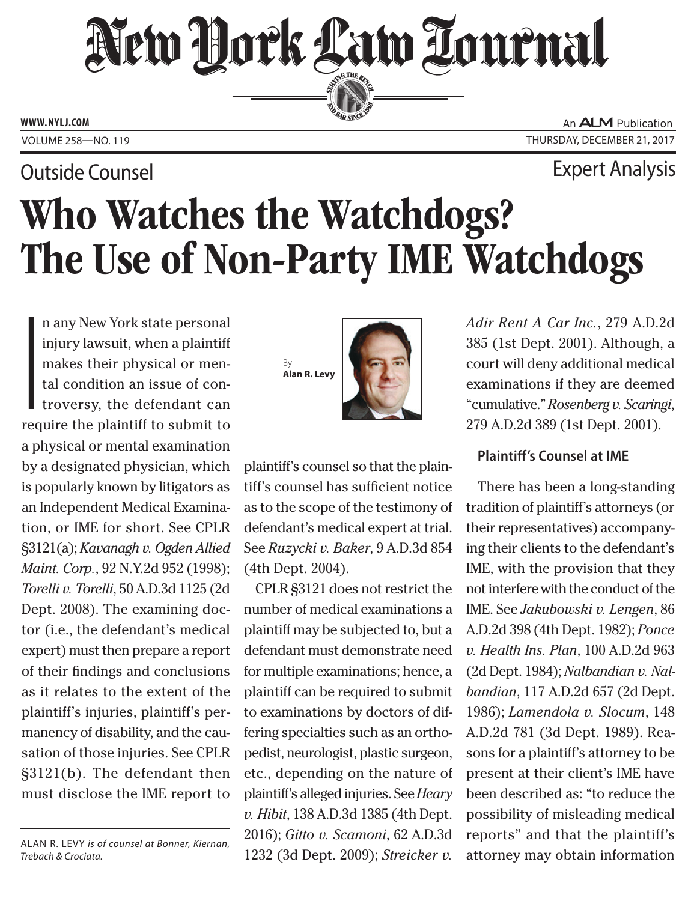# New York Law Journal

WWW.NYLJ.COM

VOLUME 258—NO. 119

An ALM Publication

THURSDAY, DECEMBER 21, 2017

Outside Counsel

Expert Analysis

# Who Watches the Watchdogs? The Use of Non-Party IME Watchdogs

By **Alan R. Levy**

In any New York state personal injury lawsuit, when a plaintiff makes their physical or mental condition an issue of controversy, the defendant can require the plaintiff to submit to a physical or mental examination by a designated physician, which is popularly known by litigators as an Independent Medical Examination, or IME for short. See CPLR §3121(a); *Kavanagh v. Ogden Allied Maint. Corp.*, 92 N.Y.2d 952 (1998); *Torelli v. Torelli*, 50 A.D.3d 1125 (2d Dept. 2008). The examining doctor (i.e., the defendant's medical expert) must then prepare a report of their findings and conclusions as it relates to the extent of the plaintiff's injuries, plaintiff's permanency of disability, and the causation of those injuries. See CPLR §3121(b). The defendant then must disclose the IME report to plaintiff's counsel so that the plaintiff's counsel has sufficient notice as to the scope of the testimony of defendant's medical expert at trial. See *Ruzycki v. Baker*, 9 A.D.3d 854 (4th Dept. 2004).

CPLR §3121 does not restrict the number of medical examinations a plaintiff may be subjected to, but a defendant must demonstrate need for multiple examinations; hence, a plaintiff can be required to submit to examinations by doctors of differing specialties such as an orthopedist, neurologist, plastic surgeon, etc., depending on the nature of plaintiff's alleged injuries. See *Heary v. Hibit*, 138 A.D.3d 1385 (4th Dept. 2016); *Gitto v. Scamoni*, 62 A.D.3d 1232 (3d Dept. 2009); *Streicker v. Adir Rent A Car Inc.*, 279 A.D.2d 385 (1st Dept. 2001). Although, a court will deny additional medical examinations if they are deemed "cumulative." *Rosenberg v. Scaringi*, 279 A.D.2d 389 (1st Dept. 2001).

### Plaintiff's Counsel at IME

There has been a long-standing tradition of plaintiff's attorneys (or their representatives) accompanying their clients to the defendant's IME, with the provision that they not interfere with the conduct of the IME. See *Jakubowski v. Lengen*, 86 A.D.2d 398 (4th Dept. 1982); *Ponce v. Health Ins. Plan*, 100 A.D.2d 963 (2d Dept. 1984); *Nalbandian v. Nalbandian*, 117 A.D.2d 657 (2d Dept. 1986); *Lamendola v. Slocum*, 148 A.D.2d 781 (3d Dept. 1989). Reasons for a plaintiff's attorney to be present at their client's IME have been described as: "to reduce the possibility of misleading medical reports" and that the plaintiff's attorney may obtain information

ALAN R. LEVY *is of counsel at Bonner, Kiernan, Trebach & Crociata.*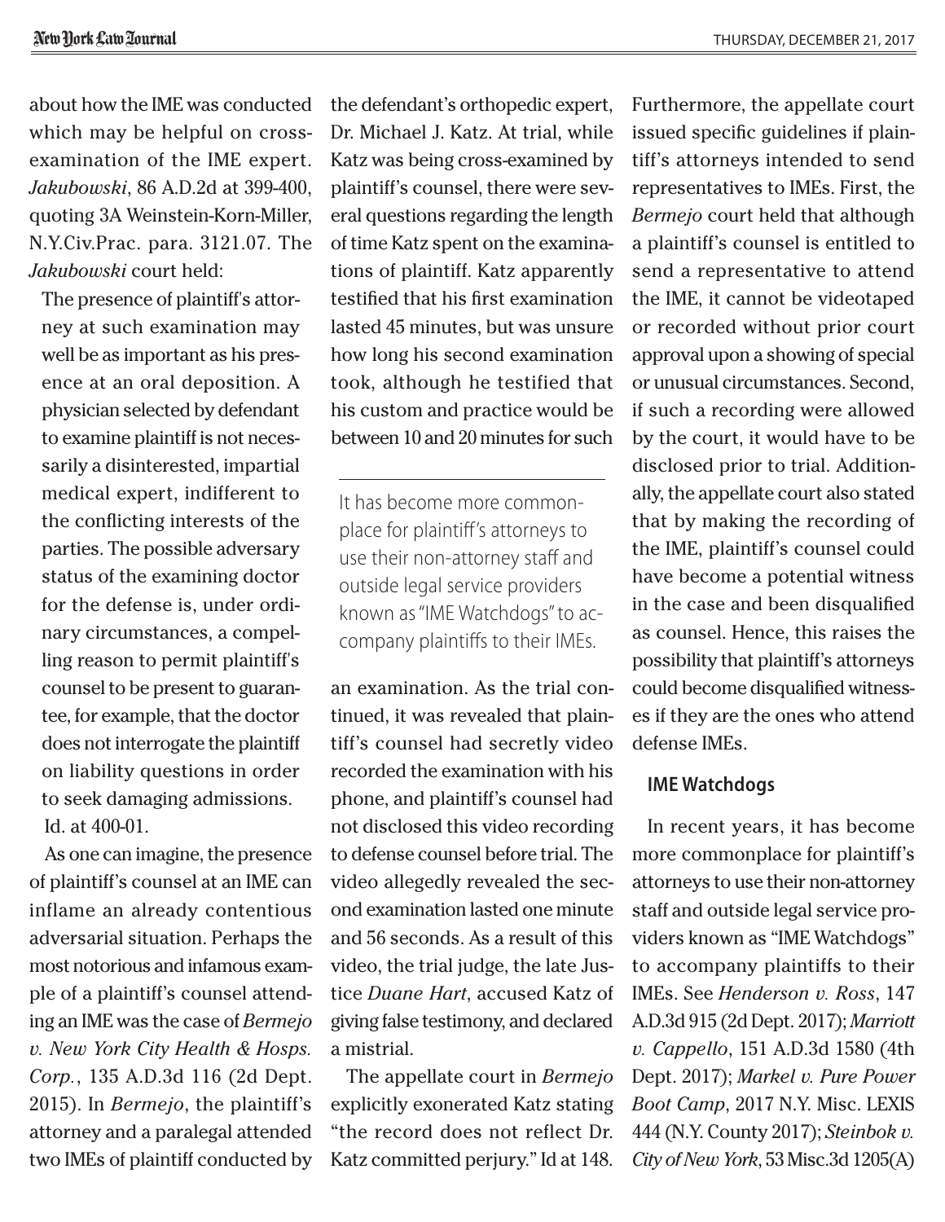about how the IME was conducted which may be helpful on cross-examination of the IME expert. *Jakubowski*, 86 A.D.2d at 399-400, quoting 3A Weinstein-Korn-Miller, N.Y.Civ.Prac. para. 3121.07. The *Jakubowski* court held:

> The presence of plaintiff's attorney at such examination may well be as important as his presence at an oral deposition. A physician selected by defendant to examine plaintiff is not necessarily a disinterested, impartial medical expert, indifferent to the conflicting interests of the parties. The possible adversary status of the examining doctor for the defense is, under ordinary circumstances, a compelling reason to permit plaintiff's counsel to be present to guarantee, for example, that the doctor does not interrogate the plaintiff on liability questions in order to seek damaging admissions.
> Id. at 400-01.

As one can imagine, the presence of plaintiff's counsel at an IME can inflame an already contentious adversarial situation. Perhaps the most notorious and infamous example of a plaintiff's counsel attending an IME was the case of *Bermejo v. New York City Health & Hosps. Corp.*, 135 A.D.3d 116 (2d Dept. 2015). In *Bermejo*, the plaintiff's attorney and a paralegal attended two IMEs of plaintiff conducted by the defendant's orthopedic expert, Dr. Michael J. Katz. At trial, while Katz was being cross-examined by plaintiff's counsel, there were several questions regarding the length of time Katz spent on the examinations of plaintiff. Katz apparently testified that his first examination lasted 45 minutes, but was unsure how long his second examination took, although he testified that his custom and practice would be between 10 and 20 minutes for such an examination. As the trial continued, it was revealed that plaintiff's counsel had secretly video recorded the examination with his phone, and plaintiff's counsel had not disclosed this video recording to defense counsel before trial. The video allegedly revealed the second examination lasted one minute and 56 seconds. As a result of this video, the trial judge, the late Justice *Duane Hart*, accused Katz of giving false testimony, and declared a mistrial.

> It has become more commonplace for plaintiff's attorneys to use their non-attorney staff and outside legal service providers known as "IME Watchdogs" to accompany plaintiffs to their IMEs.

The appellate court in *Bermejo* explicitly exonerated Katz stating "the record does not reflect Dr. Katz committed perjury." Id at 148. Furthermore, the appellate court issued specific guidelines if plaintiff's attorneys intended to send representatives to IMEs. First, the *Bermejo* court held that although a plaintiff's counsel is entitled to send a representative to attend the IME, it cannot be videotaped or recorded without prior court approval upon a showing of special or unusual circumstances. Second, if such a recording were allowed by the court, it would have to be disclosed prior to trial. Additionally, the appellate court also stated that by making the recording of the IME, plaintiff's counsel could have become a potential witness in the case and been disqualified as counsel. Hence, this raises the possibility that plaintiff's attorneys could become disqualified witnesses if they are the ones who attend defense IMEs.

### IME Watchdogs

In recent years, it has become more commonplace for plaintiff's attorneys to use their non-attorney staff and outside legal service providers known as "IME Watchdogs" to accompany plaintiffs to their IMEs. See *Henderson v. Ross*, 147 A.D.3d 915 (2d Dept. 2017); *Marriott v. Cappello*, 151 A.D.3d 1580 (4th Dept. 2017); *Markel v. Pure Power Boot Camp*, 2017 N.Y. Misc. LEXIS 444 (N.Y. County 2017); *Steinbok v. City of New York*, 53 Misc.3d 1205(A)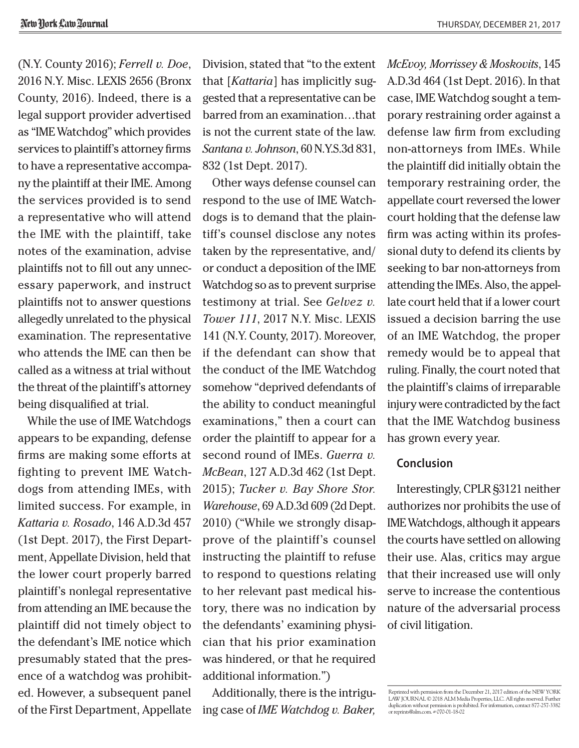(N.Y. County 2016); *Ferrell v. Doe*, 2016 N.Y. Misc. LEXIS 2656 (Bronx County, 2016). Indeed, there is a legal support provider advertised as "IME Watchdog" which provides services to plaintiff's attorney firms to have a representative accompany the plaintiff at their IME. Among the services provided is to send a representative who will attend the IME with the plaintiff, take notes of the examination, advise plaintiffs not to fill out any unnecessary paperwork, and instruct plaintiffs not to answer questions allegedly unrelated to the physical examination. The representative who attends the IME can then be called as a witness at trial without the threat of the plaintiff's attorney being disqualified at trial.

While the use of IME Watchdogs appears to be expanding, defense firms are making some efforts at fighting to prevent IME Watchdogs from attending IMEs, with limited success. For example, in *Kattaria v. Rosado*, 146 A.D.3d 457 (1st Dept. 2017), the First Department, Appellate Division, held that the lower court properly barred plaintiff's nonlegal representative from attending an IME because the plaintiff did not timely object to the defendant's IME notice which presumably stated that the presence of a watchdog was prohibited. However, a subsequent panel of the First Department, Appellate Division, stated that "to the extent that [*Kattaria*] has implicitly suggested that a representative can be barred from an examination…that is not the current state of the law. *Santana v. Johnson*, 60 N.Y.S.3d 831, 832 (1st Dept. 2017).

Other ways defense counsel can respond to the use of IME Watchdogs is to demand that the plaintiff's counsel disclose any notes taken by the representative, and/or conduct a deposition of the IME Watchdog so as to prevent surprise testimony at trial. See *Gelvez v. Tower 111*, 2017 N.Y. Misc. LEXIS 141 (N.Y. County, 2017). Moreover, if the defendant can show that the conduct of the IME Watchdog somehow "deprived defendants of the ability to conduct meaningful examinations," then a court can order the plaintiff to appear for a second round of IMEs. *Guerra v. McBean*, 127 A.D.3d 462 (1st Dept. 2015); *Tucker v. Bay Shore Stor. Warehouse*, 69 A.D.3d 609 (2d Dept. 2010) ("While we strongly disapprove of the plaintiff's counsel instructing the plaintiff to refuse to respond to questions relating to her relevant past medical history, there was no indication by the defendants' examining physician that his prior examination was hindered, or that he required additional information.")

Additionally, there is the intriguing case of *IME Watchdog v. Baker, McEvoy, Morrissey & Moskovits*, 145 A.D.3d 464 (1st Dept. 2016). In that case, IME Watchdog sought a temporary restraining order against a defense law firm from excluding non-attorneys from IMEs. While the plaintiff did initially obtain the temporary restraining order, the appellate court reversed the lower court holding that the defense law firm was acting within its professional duty to defend its clients by seeking to bar non-attorneys from attending the IMEs. Also, the appellate court held that if a lower court issued a decision barring the use of an IME Watchdog, the proper remedy would be to appeal that ruling. Finally, the court noted that the plaintiff's claims of irreparable injury were contradicted by the fact that the IME Watchdog business has grown every year.

## Conclusion

Interestingly, CPLR §3121 neither authorizes nor prohibits the use of IME Watchdogs, although it appears the courts have settled on allowing their use. Alas, critics may argue that their increased use will only serve to increase the contentious nature of the adversarial process of civil litigation.

Reprinted with permission from the December 21, 2017 edition of the NEW YORK LAW JOURNAL © 2018 ALM Media Properties, LLC. All rights reserved. Further duplication without permission is prohibited. For information, contact 877-257-3382 or reprints@alm.com. # 070-01-18-02